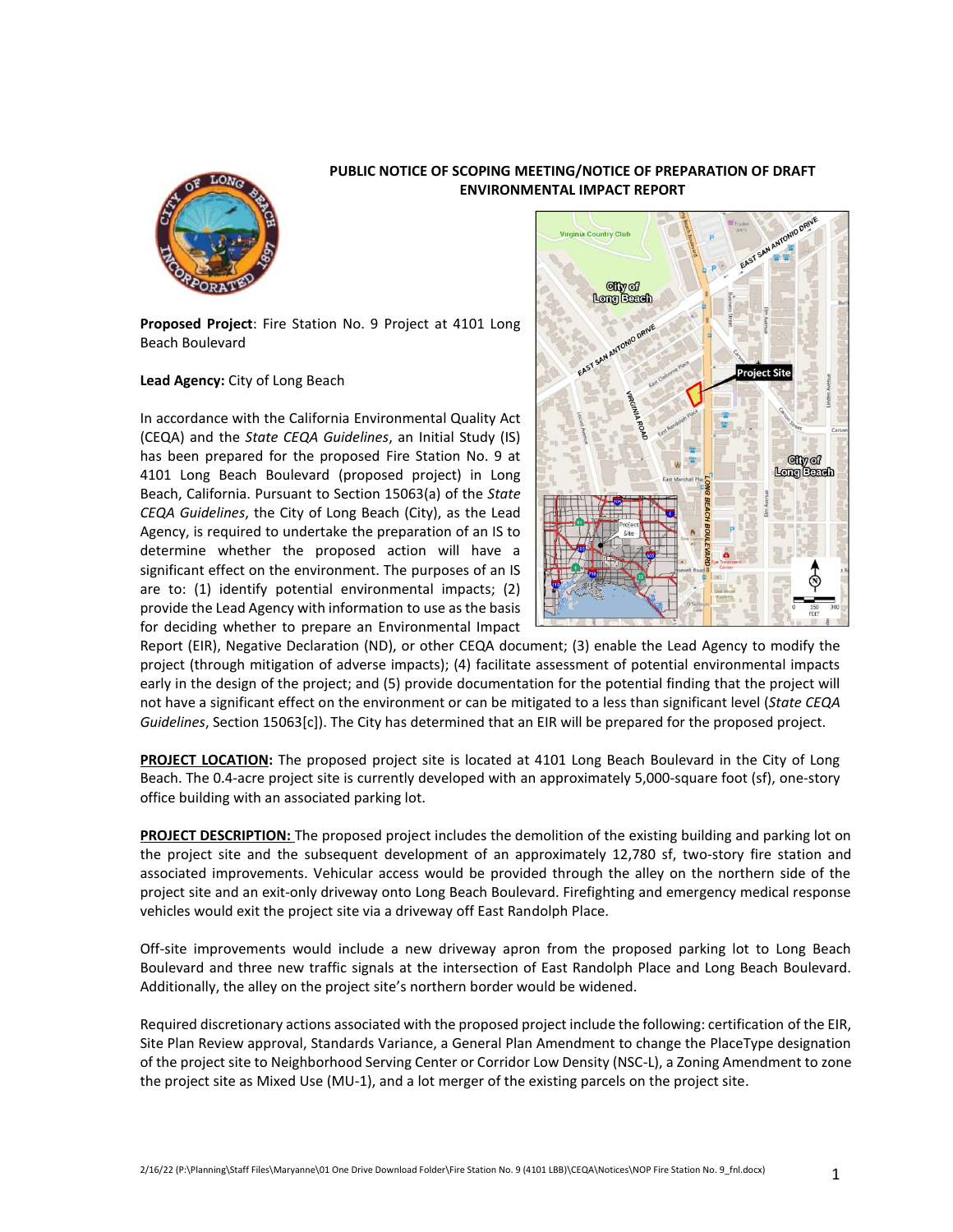**PUBLIC NOTICE OF SCOPING MEETING/NOTICE OF PREPARATION OF DRAFT ENVIRONMENTAL IMPACT REPORT**

**Proposed Project**: Fire Station No. 9 Project at 4101 Long Beach Boulevard

**Lead Agency:** City of Long Beach

In accordance with the California Environmental Quality Act (CEQA) and the *State CEQA Guidelines*, an Initial Study (IS) has been prepared for the proposed Fire Station No. 9 at 4101 Long Beach Boulevard (proposed project) in Long Beach, California. Pursuant to Section 15063(a) of the *State CEQA Guidelines*, the City of Long Beach (City), as the Lead Agency, is required to undertake the preparation of an IS to determine whether the proposed action will have a significant effect on the environment. The purposes of an IS are to: (1) identify potential environmental impacts; (2) provide the Lead Agency with information to use as the basis for deciding whether to prepare an Environmental Impact Report (EIR), Negative Declaration (ND), or other CEQA document; (3) enable the Lead Agency to modify the project (through mitigation of adverse impacts); (4) facilitate assessment of potential environmental impacts early in the design of the project; and (5) provide documentation for the potential finding that the project will not have a significant effect on the environment or can be mitigated to a less than significant level (*State CEQA Guidelines*, Section 15063[c]). The City has determined that an EIR will be prepared for the proposed project.

**PROJECT LOCATION:** The proposed project site is located at 4101 Long Beach Boulevard in the City of Long Beach. The 0.4-acre project site is currently developed with an approximately 5,000-square foot (sf), one-story office building with an associated parking lot.

**PROJECT DESCRIPTION:** The proposed project includes the demolition of the existing building and parking lot on the project site and the subsequent development of an approximately 12,780 sf, two-story fire station and associated improvements. Vehicular access would be provided through the alley on the northern side of the project site and an exit-only driveway onto Long Beach Boulevard. Firefighting and emergency medical response vehicles would exit the project site via a driveway off East Randolph Place.

Off-site improvements would include a new driveway apron from the proposed parking lot to Long Beach Boulevard and three new traffic signals at the intersection of East Randolph Place and Long Beach Boulevard. Additionally, the alley on the project site's northern border would be widened.

Required discretionary actions associated with the proposed project include the following: certification of the EIR, Site Plan Review approval, Standards Variance, a General Plan Amendment to change the PlaceType designation of the project site to Neighborhood Serving Center or Corridor Low Density (NSC-L), a Zoning Amendment to zone the project site as Mixed Use (MU-1), and a lot merger of the existing parcels on the project site.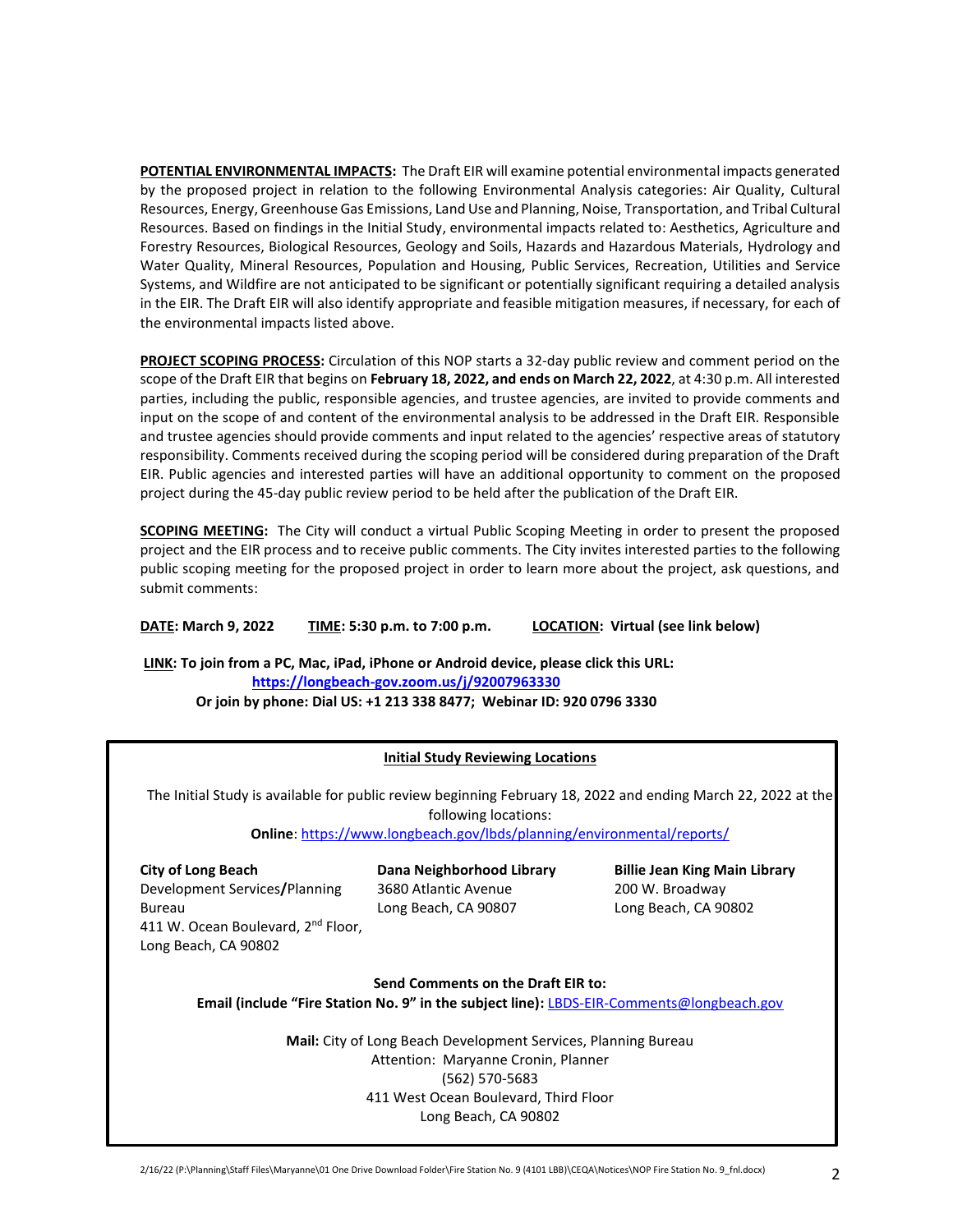**POTENTIAL ENVIRONMENTAL IMPACTS:** The Draft EIR will examine potential environmental impacts generated by the proposed project in relation to the following Environmental Analysis categories: Air Quality, Cultural Resources, Energy, Greenhouse Gas Emissions, Land Use and Planning, Noise, Transportation, and Tribal Cultural Resources. Based on findings in the Initial Study, environmental impacts related to: Aesthetics, Agriculture and Forestry Resources, Biological Resources, Geology and Soils, Hazards and Hazardous Materials, Hydrology and Water Quality, Mineral Resources, Population and Housing, Public Services, Recreation, Utilities and Service Systems, and Wildfire are not anticipated to be significant or potentially significant requiring a detailed analysis in the EIR. The Draft EIR will also identify appropriate and feasible mitigation measures, if necessary, for each of the environmental impacts listed above.

**PROJECT SCOPING PROCESS:** Circulation of this NOP starts a 32-day public review and comment period on the scope of the Draft EIR that begins on **February 18, 2022, and ends on March 22, 2022**, at 4:30 p.m. All interested parties, including the public, responsible agencies, and trustee agencies, are invited to provide comments and input on the scope of and content of the environmental analysis to be addressed in the Draft EIR. Responsible and trustee agencies should provide comments and input related to the agencies' respective areas of statutory responsibility. Comments received during the scoping period will be considered during preparation of the Draft EIR. Public agencies and interested parties will have an additional opportunity to comment on the proposed project during the 45-day public review period to be held after the publication of the Draft EIR.

**SCOPING MEETING:** The City will conduct a virtual Public Scoping Meeting in order to present the proposed project and the EIR process and to receive public comments. The City invites interested parties to the following public scoping meeting for the proposed project in order to learn more about the project, ask questions, and submit comments:

**DATE: March 9, 2022 TIME: 5:30 p.m. to 7:00 p.m. LOCATION: Virtual (see link below)**

**LINK: To join from a PC, Mac, iPad, iPhone or Android device, please click this URL:**
**https://longbeach-gov.zoom.us/j/92007963330**
**Or join by phone: Dial US: +1 213 338 8477; Webinar ID: 920 0796 3330**

**Initial Study Reviewing Locations**

The Initial Study is available for public review beginning February 18, 2022 and ending March 22, 2022 at the following locations:

**Online**: https://www.longbeach.gov/lbds/planning/environmental/reports/

**City of Long Beach**
Development Services/Planning Bureau
411 W. Ocean Boulevard, 2nd Floor,
Long Beach, CA 90802

**Dana Neighborhood Library**
3680 Atlantic Avenue
Long Beach, CA 90807

**Billie Jean King Main Library**
200 W. Broadway
Long Beach, CA 90802

**Send Comments on the Draft EIR to:**
**Email (include "Fire Station No. 9" in the subject line):** LBDS-EIR-Comments@longbeach.gov

**Mail:** City of Long Beach Development Services, Planning Bureau
Attention: Maryanne Cronin, Planner
(562) 570-5683
411 West Ocean Boulevard, Third Floor
Long Beach, CA 90802

2/16/22 (P:\Planning\Staff Files\Maryanne\01 One Drive Download Folder\Fire Station No. 9 (4101 LBB)\CEQA\Notices\NOP Fire Station No. 9_fnl.docx)